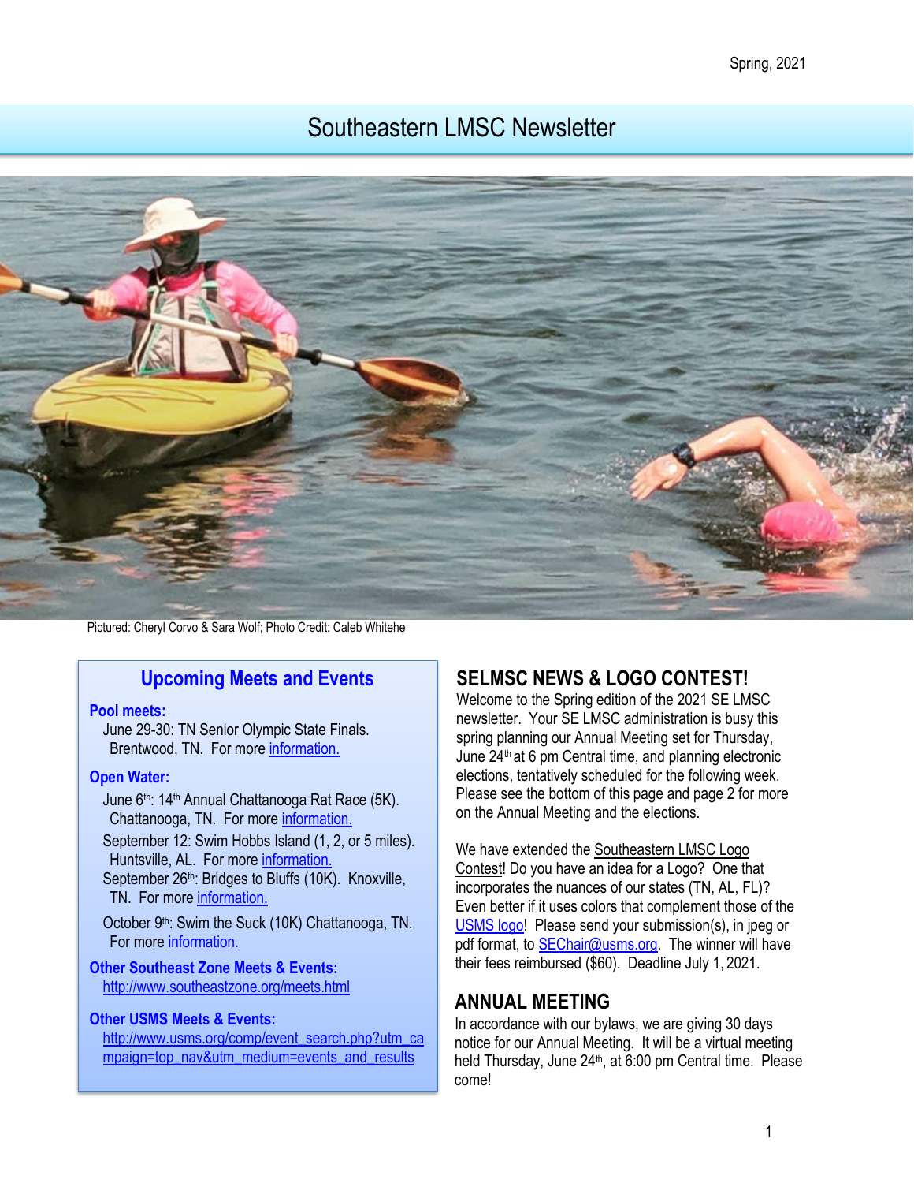Spring, 2021

# Southeastern LMSC Newsletter

Pictured: Cheryl Corvo & Sara Wolf; Photo Credit: Caleb Whitehe

## Upcoming Meets and Events

**Pool meets:**

June 29-30: TN Senior Olympic State Finals. Brentwood, TN. For more information.

**Open Water:**

June 6th: 14th Annual Chattanooga Rat Race (5K). Chattanooga, TN. For more information.

September 12: Swim Hobbs Island (1, 2, or 5 miles). Huntsville, AL. For more information.

September 26th: Bridges to Bluffs (10K). Knoxville, TN. For more information.

October 9th: Swim the Suck (10K) Chattanooga, TN. For more information.

**Other Southeast Zone Meets & Events:**
http://www.southeastzone.org/meets.html

**Other USMS Meets & Events:**
http://www.usms.org/comp/event_search.php?utm_campaign=top_nav&utm_medium=events_and_results

## SELMSC NEWS & LOGO CONTEST!

Welcome to the Spring edition of the 2021 SE LMSC newsletter. Your SE LMSC administration is busy this spring planning our Annual Meeting set for Thursday, June 24th at 6 pm Central time, and planning electronic elections, tentatively scheduled for the following week. Please see the bottom of this page and page 2 for more on the Annual Meeting and the elections.

We have extended the Southeastern LMSC Logo Contest! Do you have an idea for a Logo? One that incorporates the nuances of our states (TN, AL, FL)? Even better if it uses colors that complement those of the USMS logo! Please send your submission(s), in jpeg or pdf format, to SEChair@usms.org. The winner will have their fees reimbursed ($60). Deadline July 1, 2021.

## ANNUAL MEETING

In accordance with our bylaws, we are giving 30 days notice for our Annual Meeting. It will be a virtual meeting held Thursday, June 24th, at 6:00 pm Central time. Please come!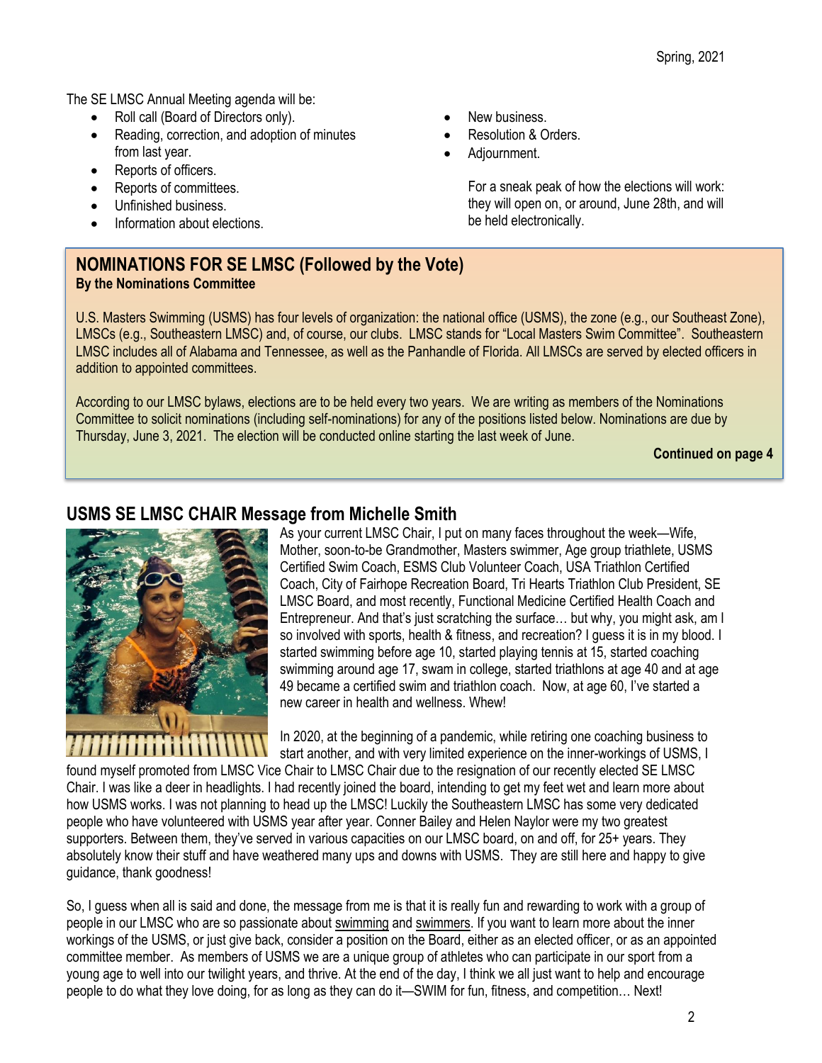The SE LMSC Annual Meeting agenda will be:

- Roll call (Board of Directors only).
- Reading, correction, and adoption of minutes from last year.
- Reports of officers.
- Reports of committees.
- Unfinished business.
- Information about elections.
- New business.
- Resolution & Orders.
- Adjournment.

For a sneak peak of how the elections will work: they will open on, or around, June 28th, and will be held electronically.

## NOMINATIONS FOR SE LMSC (Followed by the Vote)

**By the Nominations Committee**

U.S. Masters Swimming (USMS) has four levels of organization: the national office (USMS), the zone (e.g., our Southeast Zone), LMSCs (e.g., Southeastern LMSC) and, of course, our clubs. LMSC stands for "Local Masters Swim Committee". Southeastern LMSC includes all of Alabama and Tennessee, as well as the Panhandle of Florida. All LMSCs are served by elected officers in addition to appointed committees.

According to our LMSC bylaws, elections are to be held every two years. We are writing as members of the Nominations Committee to solicit nominations (including self-nominations) for any of the positions listed below. Nominations are due by Thursday, June 3, 2021. The election will be conducted online starting the last week of June.

**Continued on page 4**

## USMS SE LMSC CHAIR Message from Michelle Smith

As your current LMSC Chair, I put on many faces throughout the week—Wife, Mother, soon-to-be Grandmother, Masters swimmer, Age group triathlete, USMS Certified Swim Coach, ESMS Club Volunteer Coach, USA Triathlon Certified Coach, City of Fairhope Recreation Board, Tri Hearts Triathlon Club President, SE LMSC Board, and most recently, Functional Medicine Certified Health Coach and Entrepreneur. And that's just scratching the surface… but why, you might ask, am I so involved with sports, health & fitness, and recreation? I guess it is in my blood. I started swimming before age 10, started playing tennis at 15, started coaching swimming around age 17, swam in college, started triathlons at age 40 and at age 49 became a certified swim and triathlon coach. Now, at age 60, I've started a new career in health and wellness. Whew!

In 2020, at the beginning of a pandemic, while retiring one coaching business to start another, and with very limited experience on the inner-workings of USMS, I found myself promoted from LMSC Vice Chair to LMSC Chair due to the resignation of our recently elected SE LMSC Chair. I was like a deer in headlights. I had recently joined the board, intending to get my feet wet and learn more about how USMS works. I was not planning to head up the LMSC! Luckily the Southeastern LMSC has some very dedicated people who have volunteered with USMS year after year. Conner Bailey and Helen Naylor were my two greatest supporters. Between them, they've served in various capacities on our LMSC board, on and off, for 25+ years. They absolutely know their stuff and have weathered many ups and downs with USMS. They are still here and happy to give guidance, thank goodness!

So, I guess when all is said and done, the message from me is that it is really fun and rewarding to work with a group of people in our LMSC who are so passionate about swimming and swimmers. If you want to learn more about the inner workings of the USMS, or just give back, consider a position on the Board, either as an elected officer, or as an appointed committee member. As members of USMS we are a unique group of athletes who can participate in our sport from a young age to well into our twilight years, and thrive. At the end of the day, I think we all just want to help and encourage people to do what they love doing, for as long as they can do it—SWIM for fun, fitness, and competition… Next!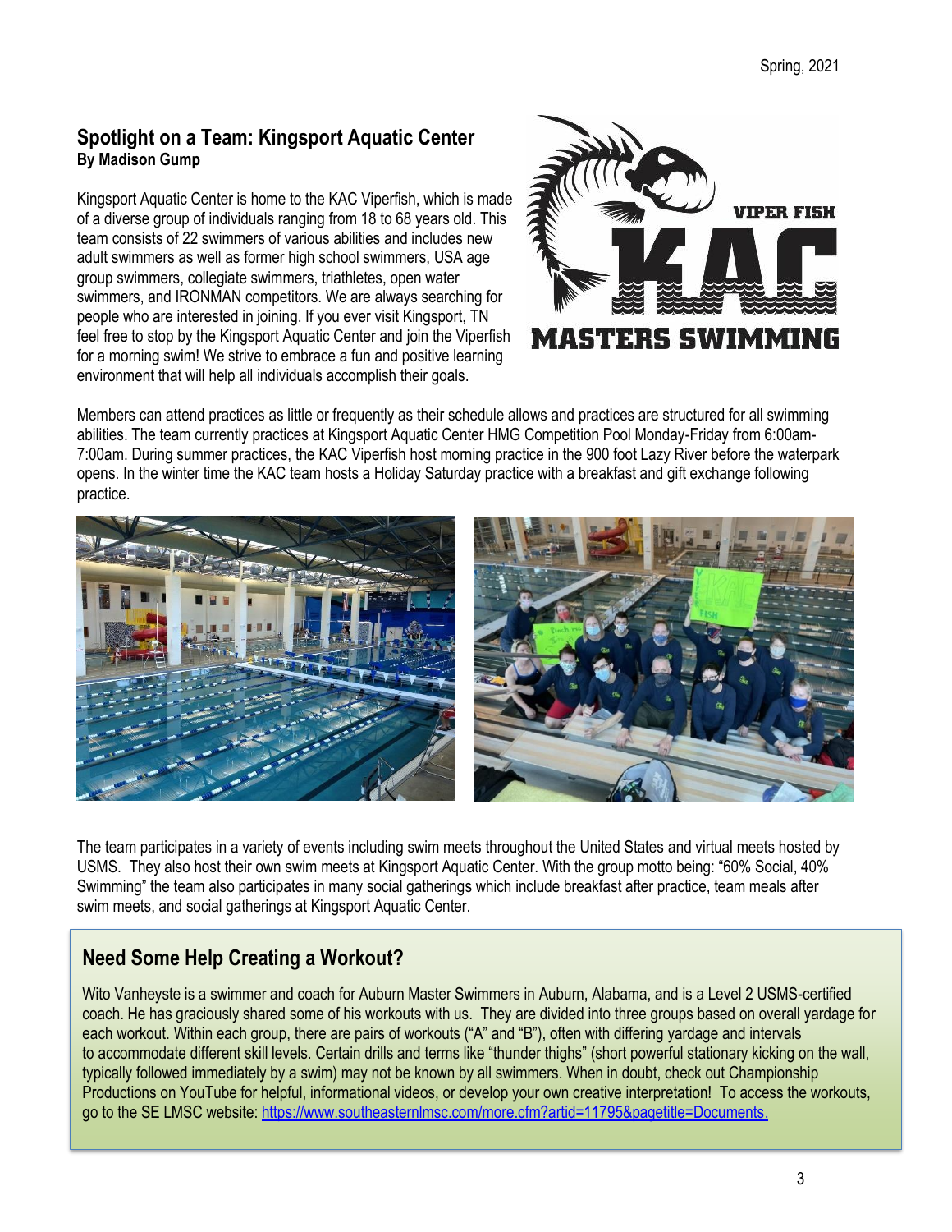## Spotlight on a Team: Kingsport Aquatic Center

**By Madison Gump**

Kingsport Aquatic Center is home to the KAC Viperfish, which is made of a diverse group of individuals ranging from 18 to 68 years old. This team consists of 22 swimmers of various abilities and includes new adult swimmers as well as former high school swimmers, USA age group swimmers, collegiate swimmers, triathletes, open water swimmers, and IRONMAN competitors. We are always searching for people who are interested in joining. If you ever visit Kingsport, TN feel free to stop by the Kingsport Aquatic Center and join the Viperfish for a morning swim! We strive to embrace a fun and positive learning environment that will help all individuals accomplish their goals.

Members can attend practices as little or frequently as their schedule allows and practices are structured for all swimming abilities. The team currently practices at Kingsport Aquatic Center HMG Competition Pool Monday-Friday from 6:00am-7:00am. During summer practices, the KAC Viperfish host morning practice in the 900 foot Lazy River before the waterpark opens. In the winter time the KAC team hosts a Holiday Saturday practice with a breakfast and gift exchange following practice.

The team participates in a variety of events including swim meets throughout the United States and virtual meets hosted by USMS. They also host their own swim meets at Kingsport Aquatic Center. With the group motto being: "60% Social, 40% Swimming" the team also participates in many social gatherings which include breakfast after practice, team meals after swim meets, and social gatherings at Kingsport Aquatic Center.

## Need Some Help Creating a Workout?

Wito Vanheyste is a swimmer and coach for Auburn Master Swimmers in Auburn, Alabama, and is a Level 2 USMS-certified coach. He has graciously shared some of his workouts with us. They are divided into three groups based on overall yardage for each workout. Within each group, there are pairs of workouts ("A" and "B"), often with differing yardage and intervals to accommodate different skill levels. Certain drills and terms like "thunder thighs" (short powerful stationary kicking on the wall, typically followed immediately by a swim) may not be known by all swimmers. When in doubt, check out Championship Productions on YouTube for helpful, informational videos, or develop your own creative interpretation! To access the workouts, go to the SE LMSC website: https://www.southeasternlmsc.com/more.cfm?artid=11795&pagetitle=Documents.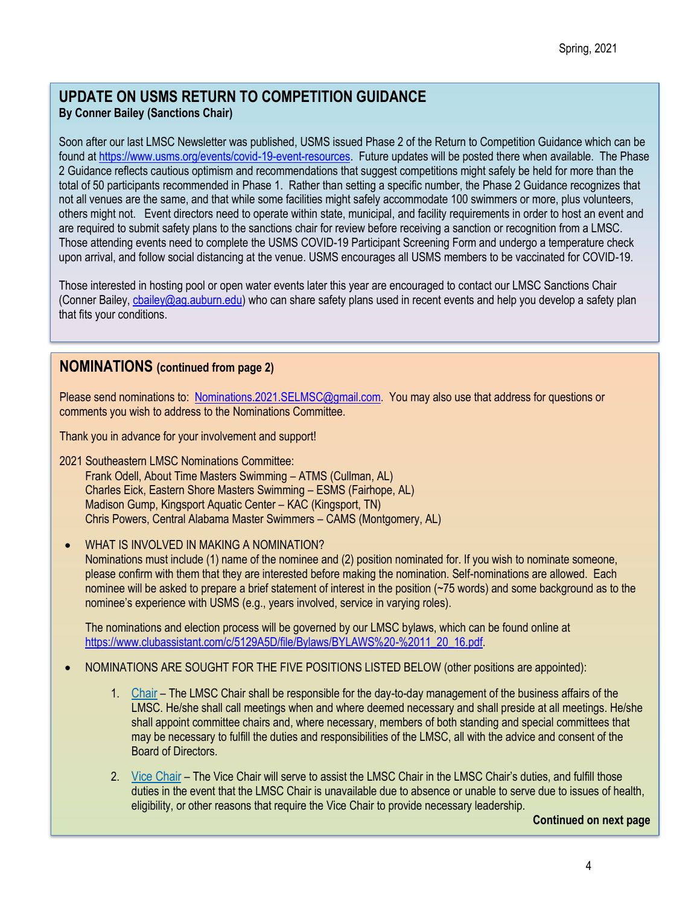## UPDATE ON USMS RETURN TO COMPETITION GUIDANCE

**By Conner Bailey (Sanctions Chair)**

Soon after our last LMSC Newsletter was published, USMS issued Phase 2 of the Return to Competition Guidance which can be found at https://www.usms.org/events/covid-19-event-resources. Future updates will be posted there when available. The Phase 2 Guidance reflects cautious optimism and recommendations that suggest competitions might safely be held for more than the total of 50 participants recommended in Phase 1. Rather than setting a specific number, the Phase 2 Guidance recognizes that not all venues are the same, and that while some facilities might safely accommodate 100 swimmers or more, plus volunteers, others might not. Event directors need to operate within state, municipal, and facility requirements in order to host an event and are required to submit safety plans to the sanctions chair for review before receiving a sanction or recognition from a LMSC. Those attending events need to complete the USMS COVID-19 Participant Screening Form and undergo a temperature check upon arrival, and follow social distancing at the venue. USMS encourages all USMS members to be vaccinated for COVID-19.

Those interested in hosting pool or open water events later this year are encouraged to contact our LMSC Sanctions Chair (Conner Bailey, cbailey@ag.auburn.edu) who can share safety plans used in recent events and help you develop a safety plan that fits your conditions.

## NOMINATIONS (continued from page 2)

Please send nominations to: Nominations.2021.SELMSC@gmail.com. You may also use that address for questions or comments you wish to address to the Nominations Committee.

Thank you in advance for your involvement and support!

2021 Southeastern LMSC Nominations Committee:
Frank Odell, About Time Masters Swimming – ATMS (Cullman, AL)
Charles Eick, Eastern Shore Masters Swimming – ESMS (Fairhope, AL)
Madison Gump, Kingsport Aquatic Center – KAC (Kingsport, TN)
Chris Powers, Central Alabama Master Swimmers – CAMS (Montgomery, AL)

- WHAT IS INVOLVED IN MAKING A NOMINATION?
  Nominations must include (1) name of the nominee and (2) position nominated for. If you wish to nominate someone, please confirm with them that they are interested before making the nomination. Self-nominations are allowed. Each nominee will be asked to prepare a brief statement of interest in the position (~75 words) and some background as to the nominee's experience with USMS (e.g., years involved, service in varying roles).

  The nominations and election process will be governed by our LMSC bylaws, which can be found online at https://www.clubassistant.com/c/5129A5D/file/Bylaws/BYLAWS%20-%2011_20_16.pdf.

- NOMINATIONS ARE SOUGHT FOR THE FIVE POSITIONS LISTED BELOW (other positions are appointed):

  1. Chair – The LMSC Chair shall be responsible for the day-to-day management of the business affairs of the LMSC. He/she shall call meetings when and where deemed necessary and shall preside at all meetings. He/she shall appoint committee chairs and, where necessary, members of both standing and special committees that may be necessary to fulfill the duties and responsibilities of the LMSC, all with the advice and consent of the Board of Directors.
  2. Vice Chair – The Vice Chair will serve to assist the LMSC Chair in the LMSC Chair's duties, and fulfill those duties in the event that the LMSC Chair is unavailable due to absence or unable to serve due to issues of health, eligibility, or other reasons that require the Vice Chair to provide necessary leadership.

**Continued on next page**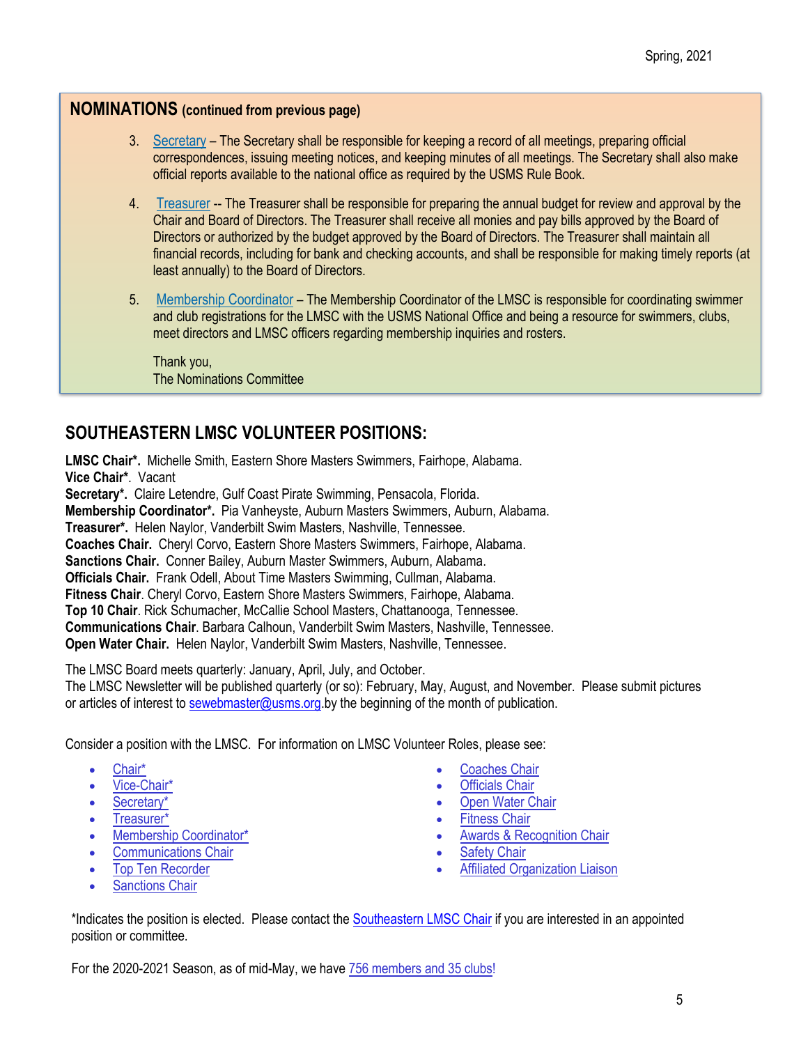## NOMINATIONS (continued from previous page)

3. Secretary – The Secretary shall be responsible for keeping a record of all meetings, preparing official correspondences, issuing meeting notices, and keeping minutes of all meetings. The Secretary shall also make official reports available to the national office as required by the USMS Rule Book.

4. Treasurer -- The Treasurer shall be responsible for preparing the annual budget for review and approval by the Chair and Board of Directors. The Treasurer shall receive all monies and pay bills approved by the Board of Directors or authorized by the budget approved by the Board of Directors. The Treasurer shall maintain all financial records, including for bank and checking accounts, and shall be responsible for making timely reports (at least annually) to the Board of Directors.

5. Membership Coordinator – The Membership Coordinator of the LMSC is responsible for coordinating swimmer and club registrations for the LMSC with the USMS National Office and being a resource for swimmers, clubs, meet directors and LMSC officers regarding membership inquiries and rosters.

Thank you,
The Nominations Committee

## SOUTHEASTERN LMSC VOLUNTEER POSITIONS:

**LMSC Chair*.** Michelle Smith, Eastern Shore Masters Swimmers, Fairhope, Alabama.
**Vice Chair***. Vacant
**Secretary*.** Claire Letendre, Gulf Coast Pirate Swimming, Pensacola, Florida.
**Membership Coordinator*.** Pia Vanheyste, Auburn Masters Swimmers, Auburn, Alabama.
**Treasurer*.** Helen Naylor, Vanderbilt Swim Masters, Nashville, Tennessee.
**Coaches Chair.** Cheryl Corvo, Eastern Shore Masters Swimmers, Fairhope, Alabama.
**Sanctions Chair.** Conner Bailey, Auburn Master Swimmers, Auburn, Alabama.
**Officials Chair.** Frank Odell, About Time Masters Swimming, Cullman, Alabama.
**Fitness Chair**. Cheryl Corvo, Eastern Shore Masters Swimmers, Fairhope, Alabama.
**Top 10 Chair**. Rick Schumacher, McCallie School Masters, Chattanooga, Tennessee.
**Communications Chair**. Barbara Calhoun, Vanderbilt Swim Masters, Nashville, Tennessee.
**Open Water Chair.** Helen Naylor, Vanderbilt Swim Masters, Nashville, Tennessee.

The LMSC Board meets quarterly: January, April, July, and October.
The LMSC Newsletter will be published quarterly (or so): February, May, August, and November. Please submit pictures or articles of interest to sewebmaster@usms.org.by the beginning of the month of publication.

Consider a position with the LMSC. For information on LMSC Volunteer Roles, please see:

- Chair*
- Vice-Chair*
- Secretary*
- Treasurer*
- Membership Coordinator*
- Communications Chair
- Top Ten Recorder
- Sanctions Chair
- Coaches Chair
- Officials Chair
- Open Water Chair
- Fitness Chair
- Awards & Recognition Chair
- Safety Chair
- Affiliated Organization Liaison

*Indicates the position is elected. Please contact the Southeastern LMSC Chair if you are interested in an appointed position or committee.

For the 2020-2021 Season, as of mid-May, we have 756 members and 35 clubs!